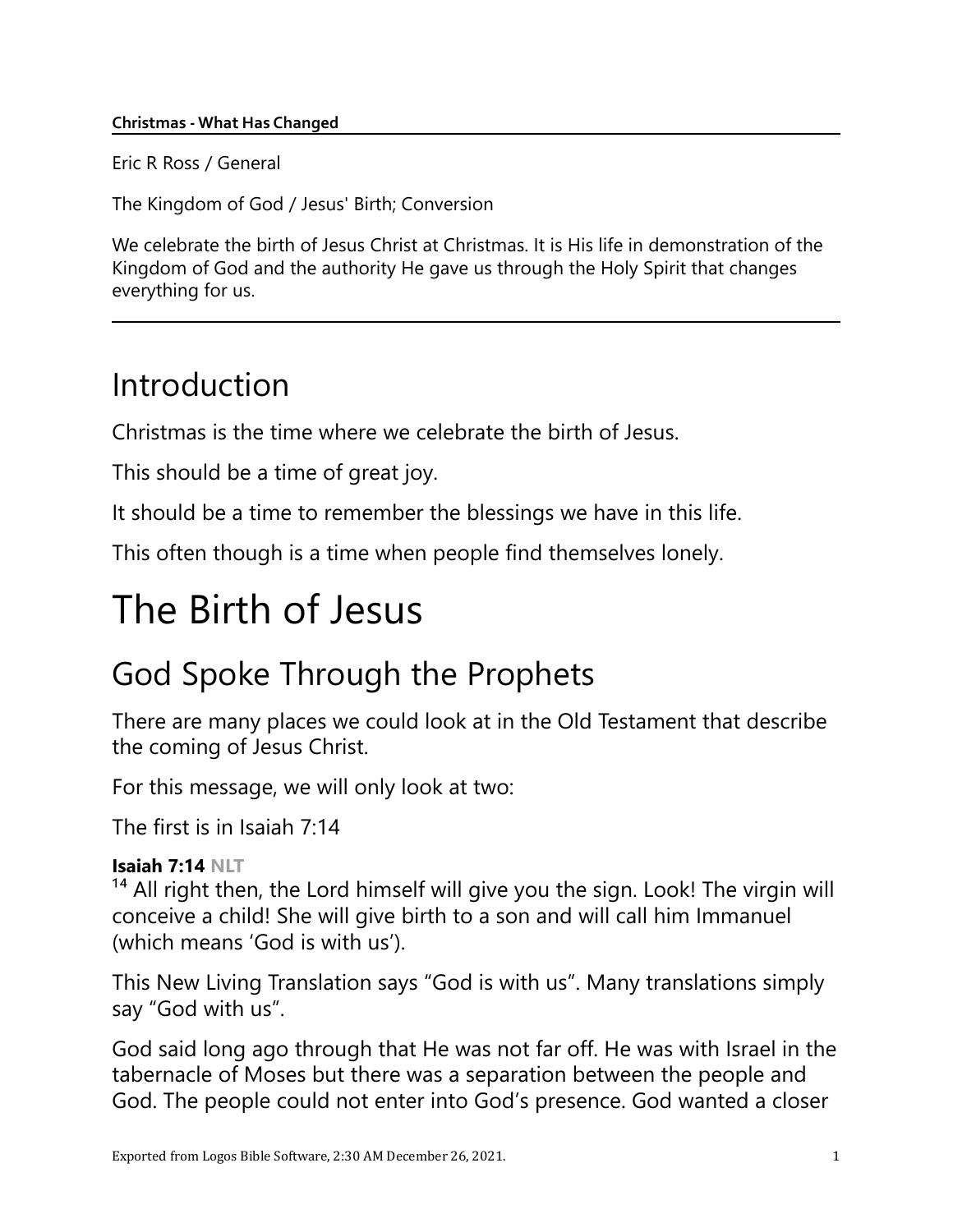**Christmas - What Has Changed**

Eric R Ross / General

The Kingdom of God / Jesus' Birth; Conversion

We celebrate the birth of Jesus Christ at Christmas. It is His life in demonstration of the Kingdom of God and the authority He gave us through the Holy Spirit that changes everything for us.

---

## Introduction

Christmas is the time where we celebrate the birth of Jesus.

This should be a time of great joy.

It should be a time to remember the blessings we have in this life.

This often though is a time when people find themselves lonely.

# The Birth of Jesus

## God Spoke Through the Prophets

There are many places we could look at in the Old Testament that describe the coming of Jesus Christ.

For this message, we will only look at two:

The first is in Isaiah 7:14

**Isaiah 7:14** NLT
[14] All right then, the Lord himself will give you the sign. Look! The virgin will conceive a child! She will give birth to a son and will call him Immanuel (which means 'God is with us').

This New Living Translation says "God is with us". Many translations simply say "God with us".

God said long ago through that He was not far off. He was with Israel in the tabernacle of Moses but there was a separation between the people and God. The people could not enter into God's presence. God wanted a closer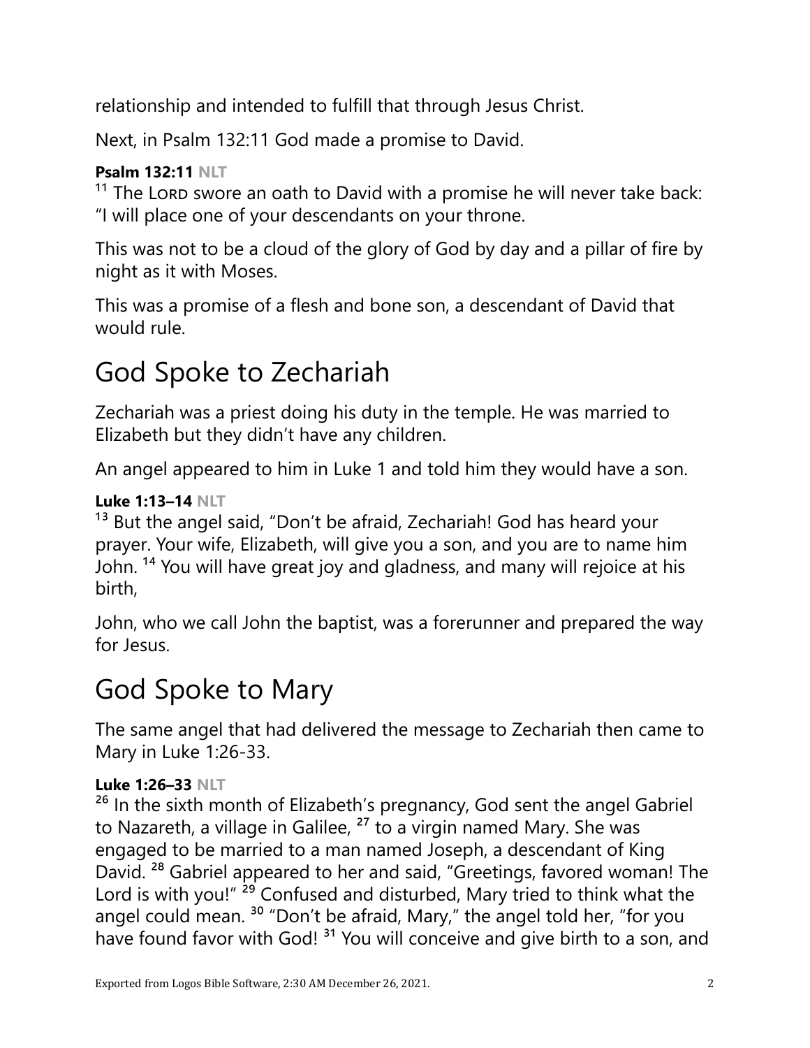relationship and intended to fulfill that through Jesus Christ.

Next, in Psalm 132:11 God made a promise to David.

**Psalm 132:11** NLT

[11] The Lord swore an oath to David with a promise he will never take back: "I will place one of your descendants on your throne.

This was not to be a cloud of the glory of God by day and a pillar of fire by night as it with Moses.

This was a promise of a flesh and bone son, a descendant of David that would rule.

# God Spoke to Zechariah

Zechariah was a priest doing his duty in the temple. He was married to Elizabeth but they didn't have any children.

An angel appeared to him in Luke 1 and told him they would have a son.

**Luke 1:13–14** NLT

[13] But the angel said, "Don't be afraid, Zechariah! God has heard your prayer. Your wife, Elizabeth, will give you a son, and you are to name him John. [14] You will have great joy and gladness, and many will rejoice at his birth,

John, who we call John the baptist, was a forerunner and prepared the way for Jesus.

# God Spoke to Mary

The same angel that had delivered the message to Zechariah then came to Mary in Luke 1:26-33.

**Luke 1:26–33** NLT

[26] In the sixth month of Elizabeth's pregnancy, God sent the angel Gabriel to Nazareth, a village in Galilee, [27] to a virgin named Mary. She was engaged to be married to a man named Joseph, a descendant of King David. [28] Gabriel appeared to her and said, "Greetings, favored woman! The Lord is with you!" [29] Confused and disturbed, Mary tried to think what the angel could mean. [30] "Don't be afraid, Mary," the angel told her, "for you have found favor with God! [31] You will conceive and give birth to a son, and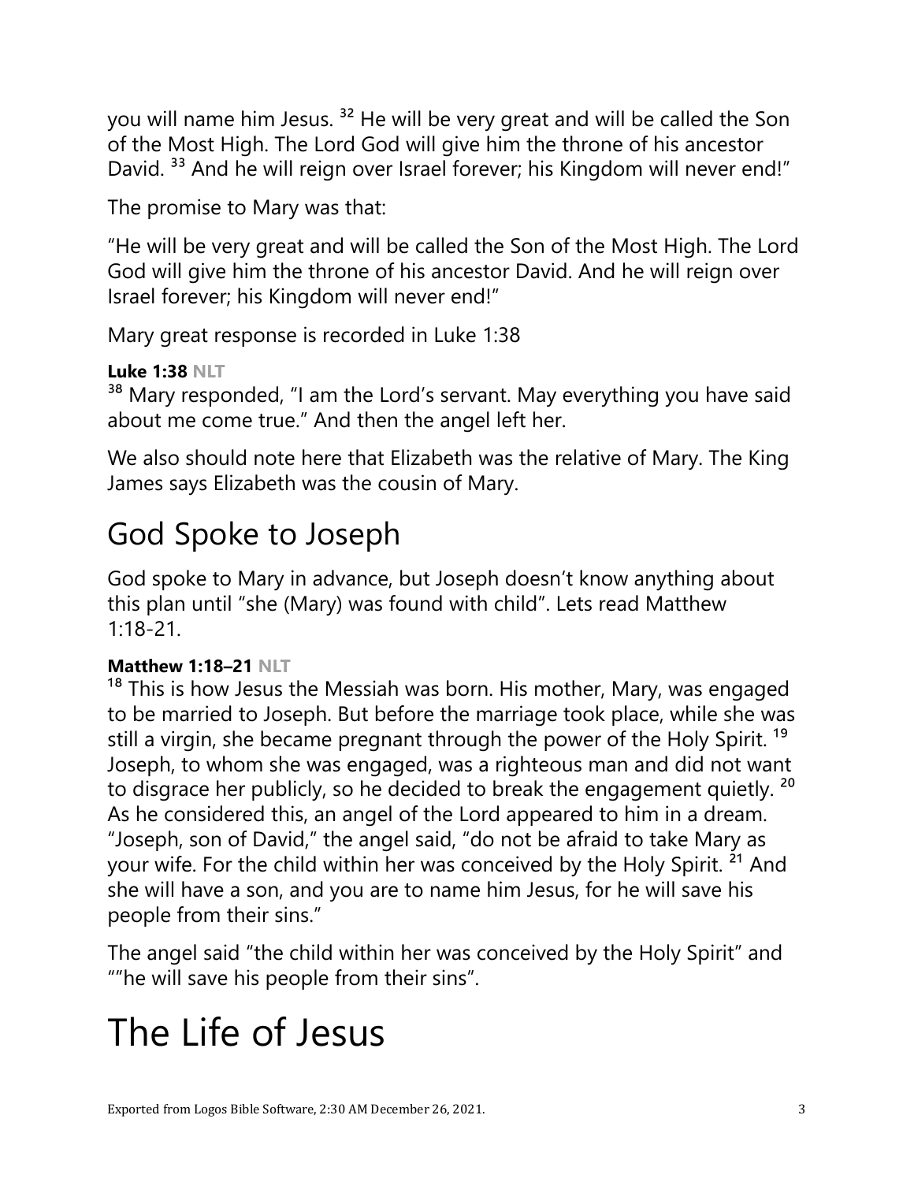you will name him Jesus. [32] He will be very great and will be called the Son of the Most High. The Lord God will give him the throne of his ancestor David. [33] And he will reign over Israel forever; his Kingdom will never end!"

The promise to Mary was that:

"He will be very great and will be called the Son of the Most High. The Lord God will give him the throne of his ancestor David. And he will reign over Israel forever; his Kingdom will never end!"

Mary great response is recorded in Luke 1:38

**Luke 1:38** NLT
[38] Mary responded, "I am the Lord's servant. May everything you have said about me come true." And then the angel left her.

We also should note here that Elizabeth was the relative of Mary. The King James says Elizabeth was the cousin of Mary.

## God Spoke to Joseph

God spoke to Mary in advance, but Joseph doesn't know anything about this plan until "she (Mary) was found with child". Lets read Matthew 1:18-21.

**Matthew 1:18–21** NLT
[18] This is how Jesus the Messiah was born. His mother, Mary, was engaged to be married to Joseph. But before the marriage took place, while she was still a virgin, she became pregnant through the power of the Holy Spirit. [19] Joseph, to whom she was engaged, was a righteous man and did not want to disgrace her publicly, so he decided to break the engagement quietly. [20] As he considered this, an angel of the Lord appeared to him in a dream. "Joseph, son of David," the angel said, "do not be afraid to take Mary as your wife. For the child within her was conceived by the Holy Spirit. [21] And she will have a son, and you are to name him Jesus, for he will save his people from their sins."

The angel said "the child within her was conceived by the Holy Spirit" and ""he will save his people from their sins".

# The Life of Jesus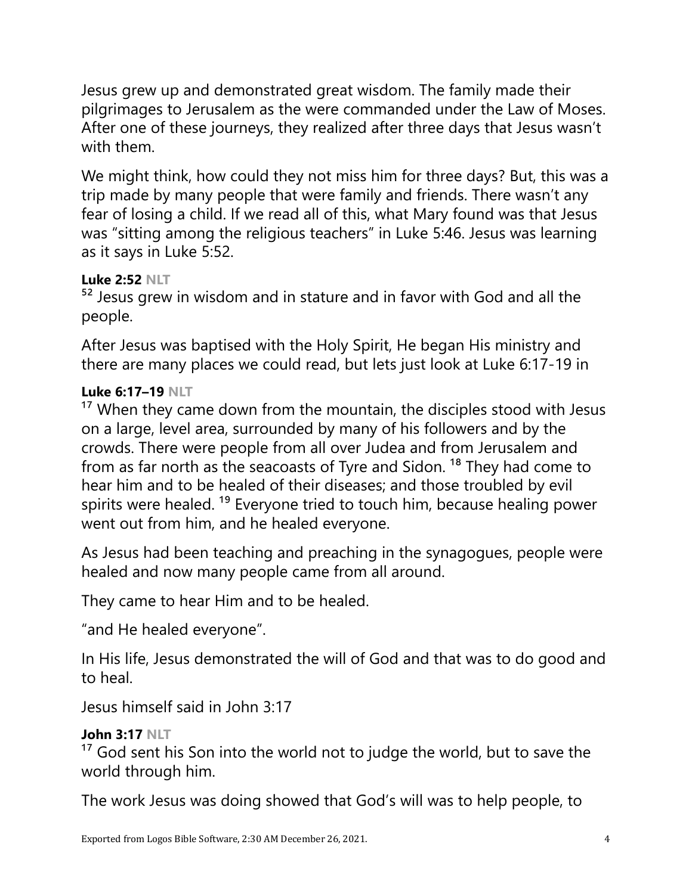Jesus grew up and demonstrated great wisdom. The family made their pilgrimages to Jerusalem as the were commanded under the Law of Moses. After one of these journeys, they realized after three days that Jesus wasn't with them.

We might think, how could they not miss him for three days? But, this was a trip made by many people that were family and friends. There wasn't any fear of losing a child. If we read all of this, what Mary found was that Jesus was "sitting among the religious teachers" in Luke 5:46. Jesus was learning as it says in Luke 5:52.

**Luke 2:52** NLT
[52] Jesus grew in wisdom and in stature and in favor with God and all the people.

After Jesus was baptised with the Holy Spirit, He began His ministry and there are many places we could read, but lets just look at Luke 6:17-19 in

**Luke 6:17–19** NLT
[17] When they came down from the mountain, the disciples stood with Jesus on a large, level area, surrounded by many of his followers and by the crowds. There were people from all over Judea and from Jerusalem and from as far north as the seacoasts of Tyre and Sidon. [18] They had come to hear him and to be healed of their diseases; and those troubled by evil spirits were healed. [19] Everyone tried to touch him, because healing power went out from him, and he healed everyone.

As Jesus had been teaching and preaching in the synagogues, people were healed and now many people came from all around.

They came to hear Him and to be healed.

"and He healed everyone".

In His life, Jesus demonstrated the will of God and that was to do good and to heal.

Jesus himself said in John 3:17

**John 3:17** NLT
[17] God sent his Son into the world not to judge the world, but to save the world through him.

The work Jesus was doing showed that God's will was to help people, to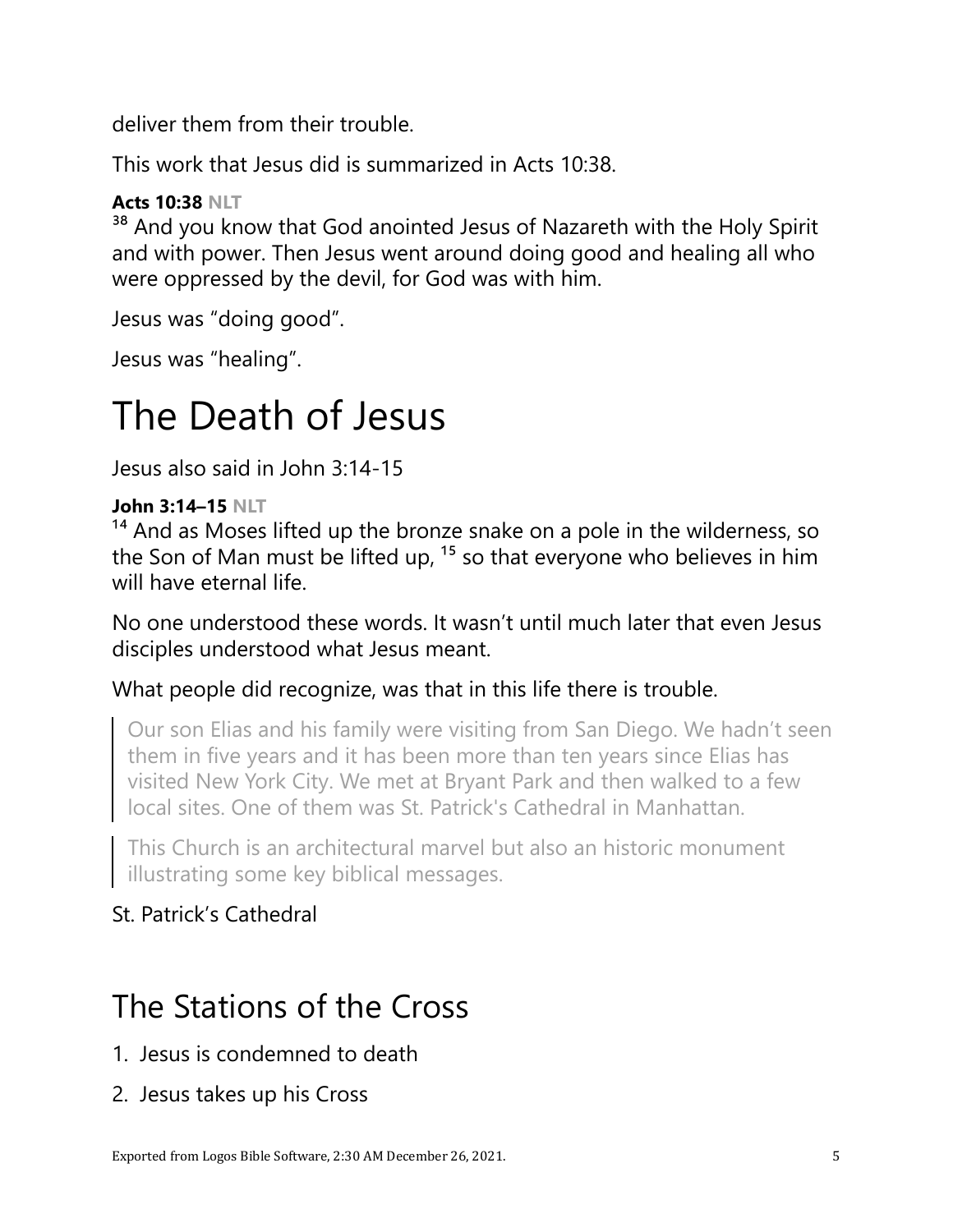deliver them from their trouble.

This work that Jesus did is summarized in Acts 10:38.

**Acts 10:38** NLT
[38] And you know that God anointed Jesus of Nazareth with the Holy Spirit and with power. Then Jesus went around doing good and healing all who were oppressed by the devil, for God was with him.

Jesus was "doing good".

Jesus was "healing".

# The Death of Jesus

Jesus also said in John 3:14-15

**John 3:14–15** NLT
[14] And as Moses lifted up the bronze snake on a pole in the wilderness, so the Son of Man must be lifted up, [15] so that everyone who believes in him will have eternal life.

No one understood these words. It wasn't until much later that even Jesus disciples understood what Jesus meant.

What people did recognize, was that in this life there is trouble.

> Our son Elias and his family were visiting from San Diego. We hadn't seen them in five years and it has been more than ten years since Elias has visited New York City. We met at Bryant Park and then walked to a few local sites. One of them was St. Patrick's Cathedral in Manhattan.

> This Church is an architectural marvel but also an historic monument illustrating some key biblical messages.

St. Patrick's Cathedral

## The Stations of the Cross

1. Jesus is condemned to death
2. Jesus takes up his Cross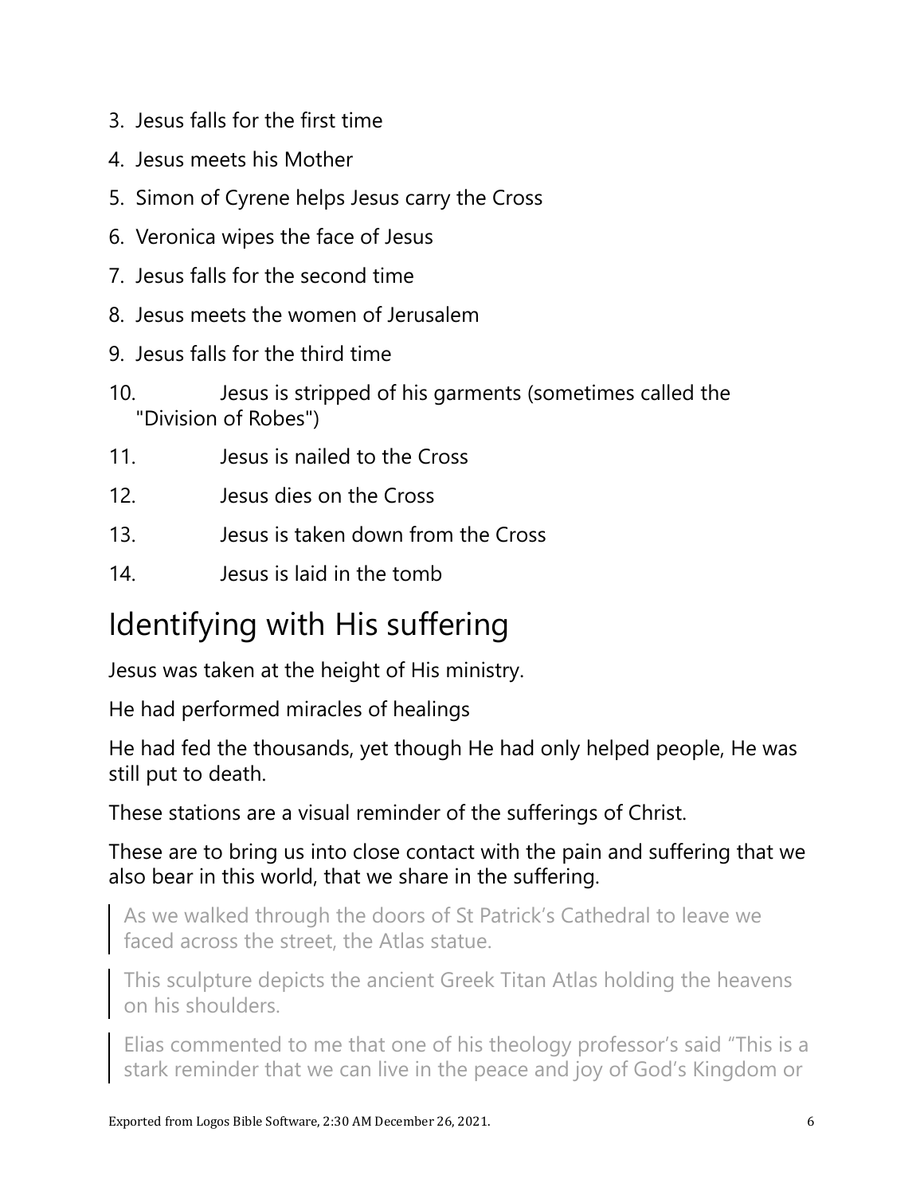3. Jesus falls for the first time
4. Jesus meets his Mother
5. Simon of Cyrene helps Jesus carry the Cross
6. Veronica wipes the face of Jesus
7. Jesus falls for the second time
8. Jesus meets the women of Jerusalem
9. Jesus falls for the third time
10. Jesus is stripped of his garments (sometimes called the "Division of Robes")
11. Jesus is nailed to the Cross
12. Jesus dies on the Cross
13. Jesus is taken down from the Cross
14. Jesus is laid in the tomb

# Identifying with His suffering

Jesus was taken at the height of His ministry.

He had performed miracles of healings

He had fed the thousands, yet though He had only helped people, He was still put to death.

These stations are a visual reminder of the sufferings of Christ.

These are to bring us into close contact with the pain and suffering that we also bear in this world, that we share in the suffering.

> As we walked through the doors of St Patrick's Cathedral to leave we faced across the street, the Atlas statue.
>
> This sculpture depicts the ancient Greek Titan Atlas holding the heavens on his shoulders.
>
> Elias commented to me that one of his theology professor's said "This is a stark reminder that we can live in the peace and joy of God's Kingdom or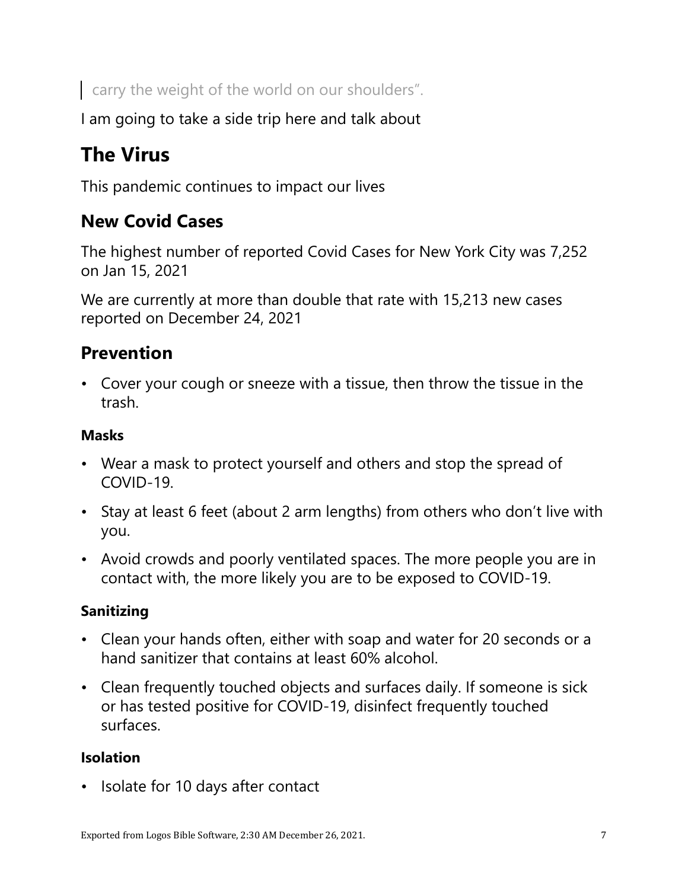> carry the weight of the world on our shoulders”.

I am going to take a side trip here and talk about

# The Virus

This pandemic continues to impact our lives

## New Covid Cases

The highest number of reported Covid Cases for New York City was 7,252 on Jan 15, 2021

We are currently at more than double that rate with 15,213 new cases reported on December 24, 2021

## Prevention

- Cover your cough or sneeze with a tissue, then throw the tissue in the trash.

### Masks

- Wear a mask to protect yourself and others and stop the spread of COVID-19.
- Stay at least 6 feet (about 2 arm lengths) from others who don’t live with you.
- Avoid crowds and poorly ventilated spaces. The more people you are in contact with, the more likely you are to be exposed to COVID-19.

### Sanitizing

- Clean your hands often, either with soap and water for 20 seconds or a hand sanitizer that contains at least 60% alcohol.
- Clean frequently touched objects and surfaces daily. If someone is sick or has tested positive for COVID-19, disinfect frequently touched surfaces.

### Isolation

- Isolate for 10 days after contact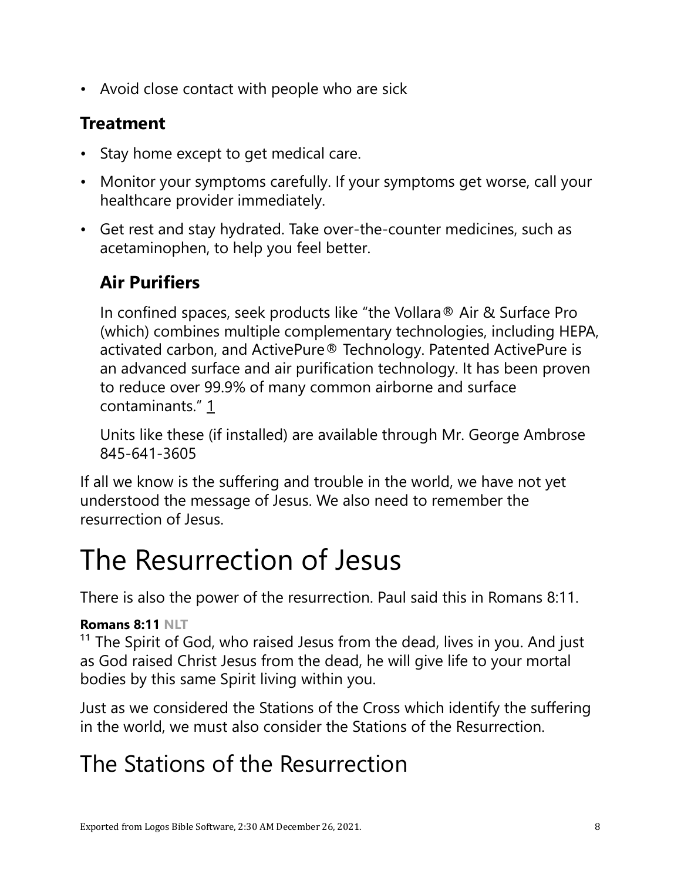- Avoid close contact with people who are sick

### Treatment

- Stay home except to get medical care.
- Monitor your symptoms carefully. If your symptoms get worse, call your healthcare provider immediately.
- Get rest and stay hydrated. Take over-the-counter medicines, such as acetaminophen, to help you feel better.

### Air Purifiers

In confined spaces, seek products like "the Vollara® Air & Surface Pro (which) combines multiple complementary technologies, including HEPA, activated carbon, and ActivePure® Technology. Patented ActivePure is an advanced surface and air purification technology. It has been proven to reduce over 99.9% of many common airborne and surface contaminants." 1

Units like these (if installed) are available through Mr. George Ambrose 845-641-3605

If all we know is the suffering and trouble in the world, we have not yet understood the message of Jesus. We also need to remember the resurrection of Jesus.

# The Resurrection of Jesus

There is also the power of the resurrection. Paul said this in Romans 8:11.

**Romans 8:11** NLT
[11] The Spirit of God, who raised Jesus from the dead, lives in you. And just as God raised Christ Jesus from the dead, he will give life to your mortal bodies by this same Spirit living within you.

Just as we considered the Stations of the Cross which identify the suffering in the world, we must also consider the Stations of the Resurrection.

## The Stations of the Resurrection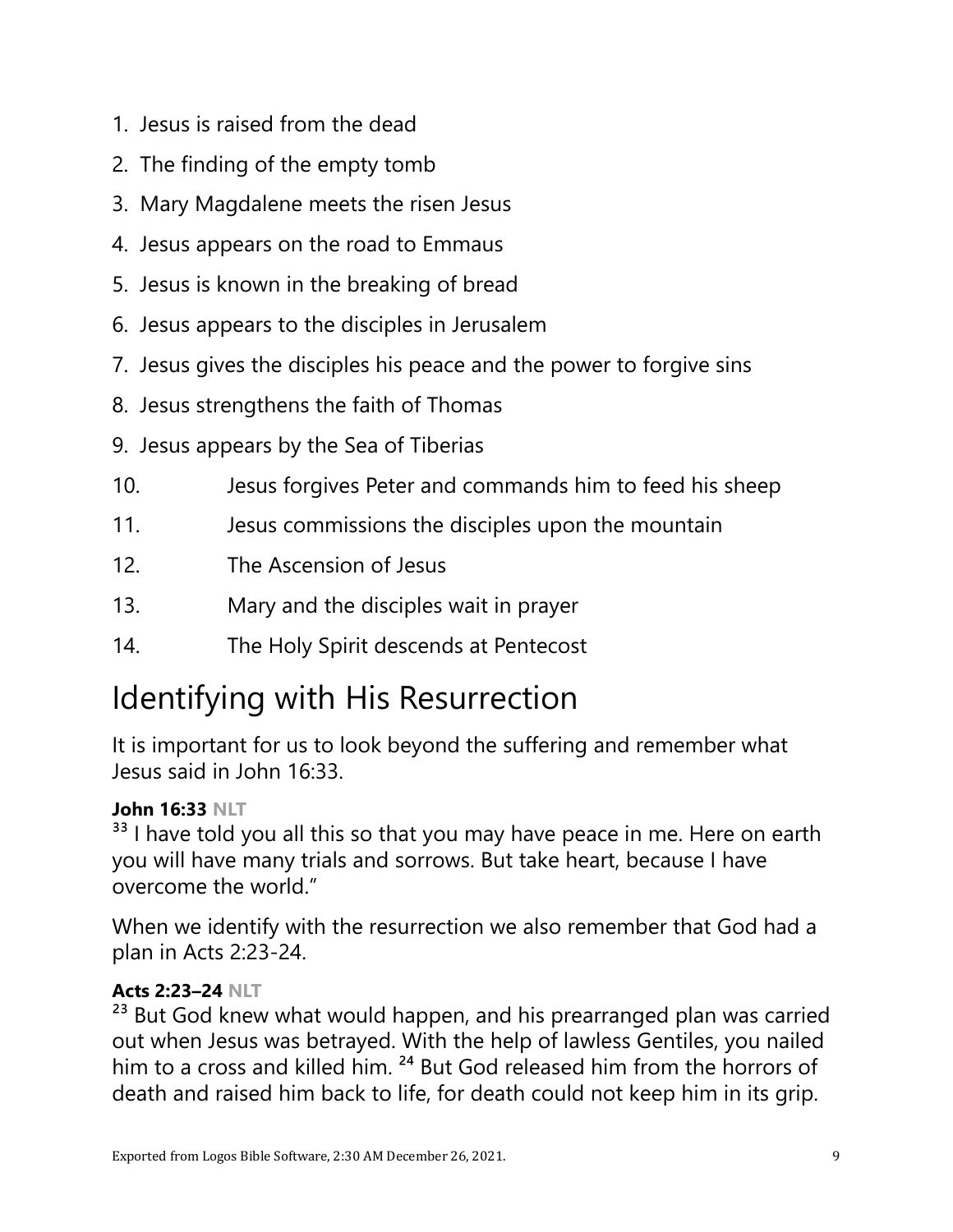1. Jesus is raised from the dead
2. The finding of the empty tomb
3. Mary Magdalene meets the risen Jesus
4. Jesus appears on the road to Emmaus
5. Jesus is known in the breaking of bread
6. Jesus appears to the disciples in Jerusalem
7. Jesus gives the disciples his peace and the power to forgive sins
8. Jesus strengthens the faith of Thomas
9. Jesus appears by the Sea of Tiberias
10. Jesus forgives Peter and commands him to feed his sheep
11. Jesus commissions the disciples upon the mountain
12. The Ascension of Jesus
13. Mary and the disciples wait in prayer
14. The Holy Spirit descends at Pentecost

# Identifying with His Resurrection

It is important for us to look beyond the suffering and remember what Jesus said in John 16:33.

**John 16:33** NLT
[33] I have told you all this so that you may have peace in me. Here on earth you will have many trials and sorrows. But take heart, because I have overcome the world."

When we identify with the resurrection we also remember that God had a plan in Acts 2:23-24.

**Acts 2:23–24** NLT
[23] But God knew what would happen, and his prearranged plan was carried out when Jesus was betrayed. With the help of lawless Gentiles, you nailed him to a cross and killed him. [24] But God released him from the horrors of death and raised him back to life, for death could not keep him in its grip.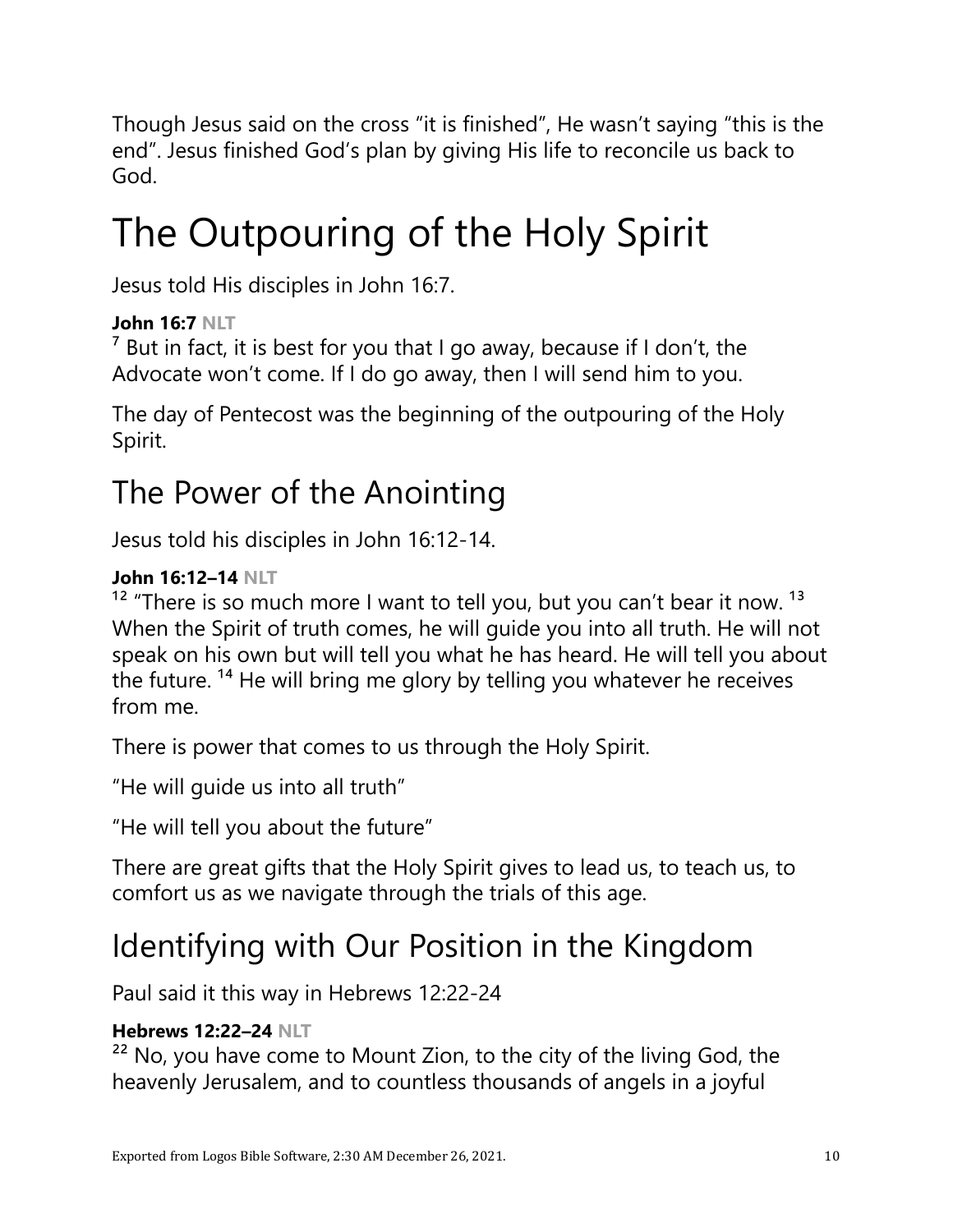Though Jesus said on the cross “it is finished”, He wasn’t saying “this is the end”. Jesus finished God’s plan by giving His life to reconcile us back to God.

# The Outpouring of the Holy Spirit

Jesus told His disciples in John 16:7.

**John 16:7** NLT
[7] But in fact, it is best for you that I go away, because if I don’t, the Advocate won’t come. If I do go away, then I will send him to you.

The day of Pentecost was the beginning of the outpouring of the Holy Spirit.

## The Power of the Anointing

Jesus told his disciples in John 16:12-14.

**John 16:12–14** NLT
[12] “There is so much more I want to tell you, but you can’t bear it now. [13] When the Spirit of truth comes, he will guide you into all truth. He will not speak on his own but will tell you what he has heard. He will tell you about the future. [14] He will bring me glory by telling you whatever he receives from me.

There is power that comes to us through the Holy Spirit.

“He will guide us into all truth”

“He will tell you about the future”

There are great gifts that the Holy Spirit gives to lead us, to teach us, to comfort us as we navigate through the trials of this age.

## Identifying with Our Position in the Kingdom

Paul said it this way in Hebrews 12:22-24

**Hebrews 12:22–24** NLT
[22] No, you have come to Mount Zion, to the city of the living God, the heavenly Jerusalem, and to countless thousands of angels in a joyful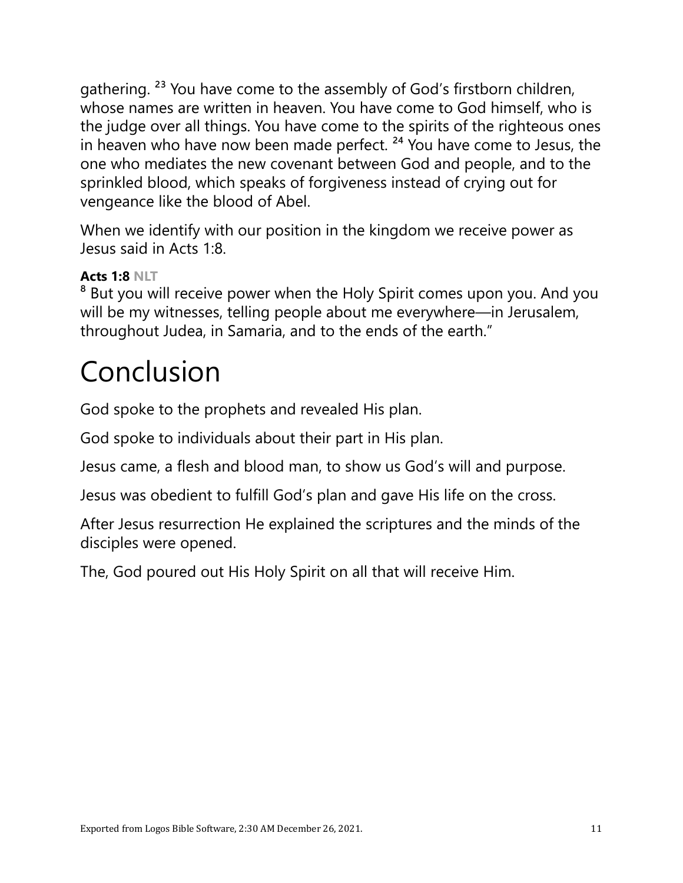gathering. [23] You have come to the assembly of God’s firstborn children, whose names are written in heaven. You have come to God himself, who is the judge over all things. You have come to the spirits of the righteous ones in heaven who have now been made perfect. [24] You have come to Jesus, the one who mediates the new covenant between God and people, and to the sprinkled blood, which speaks of forgiveness instead of crying out for vengeance like the blood of Abel.

When we identify with our position in the kingdom we receive power as Jesus said in Acts 1:8.

**Acts 1:8** NLT
[8] But you will receive power when the Holy Spirit comes upon you. And you will be my witnesses, telling people about me everywhere—in Jerusalem, throughout Judea, in Samaria, and to the ends of the earth.”

# Conclusion

God spoke to the prophets and revealed His plan.

God spoke to individuals about their part in His plan.

Jesus came, a flesh and blood man, to show us God’s will and purpose.

Jesus was obedient to fulfill God’s plan and gave His life on the cross.

After Jesus resurrection He explained the scriptures and the minds of the disciples were opened.

The, God poured out His Holy Spirit on all that will receive Him.